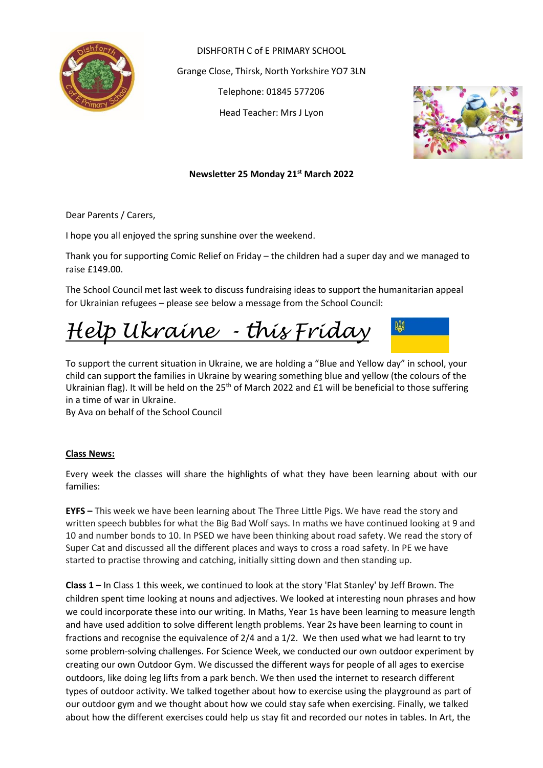DISHFORTH C of E PRIMARY SCHOOL

Grange Close, Thirsk, North Yorkshire YO7 3LN

Telephone: 01845 577206

Head Teacher: Mrs J Lyon

**Newsletter 25 Monday 21st March 2022**

Dear Parents / Carers,

I hope you all enjoyed the spring sunshine over the weekend.

Thank you for supporting Comic Relief on Friday – the children had a super day and we managed to raise £149.00.

The School Council met last week to discuss fundraising ideas to support the humanitarian appeal for Ukrainian refugees – please see below a message from the School Council:

## *Help Ukraine - this Friday*

To support the current situation in Ukraine, we are holding a "Blue and Yellow day" in school, your child can support the families in Ukraine by wearing something blue and yellow (the colours of the Ukrainian flag). It will be held on the 25th of March 2022 and £1 will be beneficial to those suffering in a time of war in Ukraine.
By Ava on behalf of the School Council

**Class News:**

Every week the classes will share the highlights of what they have been learning about with our families:

**EYFS –** This week we have been learning about The Three Little Pigs. We have read the story and written speech bubbles for what the Big Bad Wolf says. In maths we have continued looking at 9 and 10 and number bonds to 10. In PSED we have been thinking about road safety. We read the story of Super Cat and discussed all the different places and ways to cross a road safety. In PE we have started to practise throwing and catching, initially sitting down and then standing up.

**Class 1 –** In Class 1 this week, we continued to look at the story 'Flat Stanley' by Jeff Brown. The children spent time looking at nouns and adjectives. We looked at interesting noun phrases and how we could incorporate these into our writing. In Maths, Year 1s have been learning to measure length and have used addition to solve different length problems. Year 2s have been learning to count in fractions and recognise the equivalence of 2/4 and a 1/2. We then used what we had learnt to try some problem-solving challenges. For Science Week, we conducted our own outdoor experiment by creating our own Outdoor Gym. We discussed the different ways for people of all ages to exercise outdoors, like doing leg lifts from a park bench. We then used the internet to research different types of outdoor activity. We talked together about how to exercise using the playground as part of our outdoor gym and we thought about how we could stay safe when exercising. Finally, we talked about how the different exercises could help us stay fit and recorded our notes in tables. In Art, the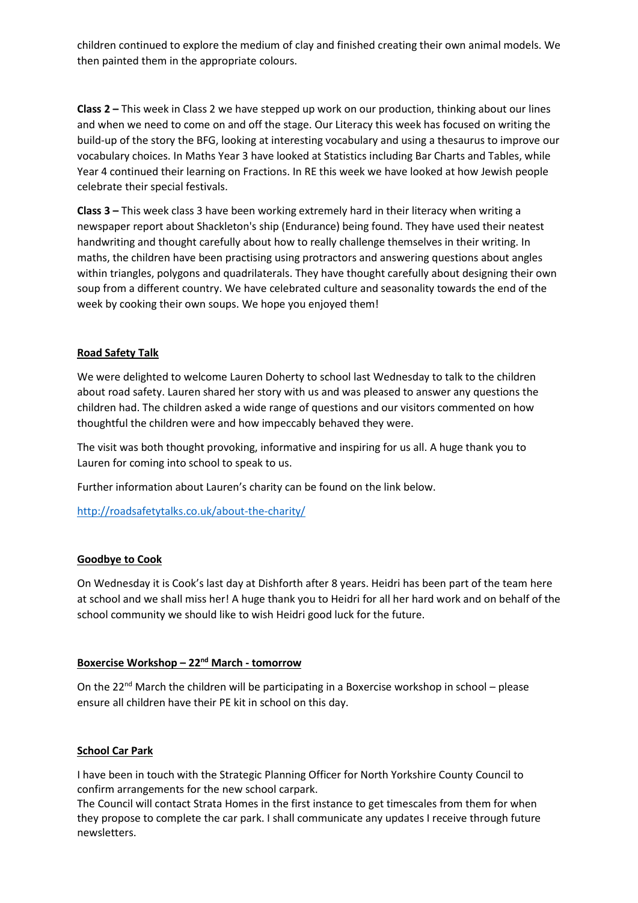children continued to explore the medium of clay and finished creating their own animal models. We then painted them in the appropriate colours.

**Class 2 –** This week in Class 2 we have stepped up work on our production, thinking about our lines and when we need to come on and off the stage. Our Literacy this week has focused on writing the build-up of the story the BFG, looking at interesting vocabulary and using a thesaurus to improve our vocabulary choices. In Maths Year 3 have looked at Statistics including Bar Charts and Tables, while Year 4 continued their learning on Fractions. In RE this week we have looked at how Jewish people celebrate their special festivals.

**Class 3 –** This week class 3 have been working extremely hard in their literacy when writing a newspaper report about Shackleton's ship (Endurance) being found. They have used their neatest handwriting and thought carefully about how to really challenge themselves in their writing. In maths, the children have been practising using protractors and answering questions about angles within triangles, polygons and quadrilaterals. They have thought carefully about designing their own soup from a different country. We have celebrated culture and seasonality towards the end of the week by cooking their own soups. We hope you enjoyed them!

**<u>Road Safety Talk</u>**

We were delighted to welcome Lauren Doherty to school last Wednesday to talk to the children about road safety. Lauren shared her story with us and was pleased to answer any questions the children had. The children asked a wide range of questions and our visitors commented on how thoughtful the children were and how impeccably behaved they were.

The visit was both thought provoking, informative and inspiring for us all. A huge thank you to Lauren for coming into school to speak to us.

Further information about Lauren's charity can be found on the link below.

http://roadsafetytalks.co.uk/about-the-charity/

**<u>Goodbye to Cook</u>**

On Wednesday it is Cook's last day at Dishforth after 8 years. Heidri has been part of the team here at school and we shall miss her! A huge thank you to Heidri for all her hard work and on behalf of the school community we should like to wish Heidri good luck for the future.

**<u>Boxercise Workshop – 22nd March - tomorrow</u>**

On the 22nd March the children will be participating in a Boxercise workshop in school – please ensure all children have their PE kit in school on this day.

**<u>School Car Park</u>**

I have been in touch with the Strategic Planning Officer for North Yorkshire County Council to confirm arrangements for the new school carpark.
The Council will contact Strata Homes in the first instance to get timescales from them for when they propose to complete the car park. I shall communicate any updates I receive through future newsletters.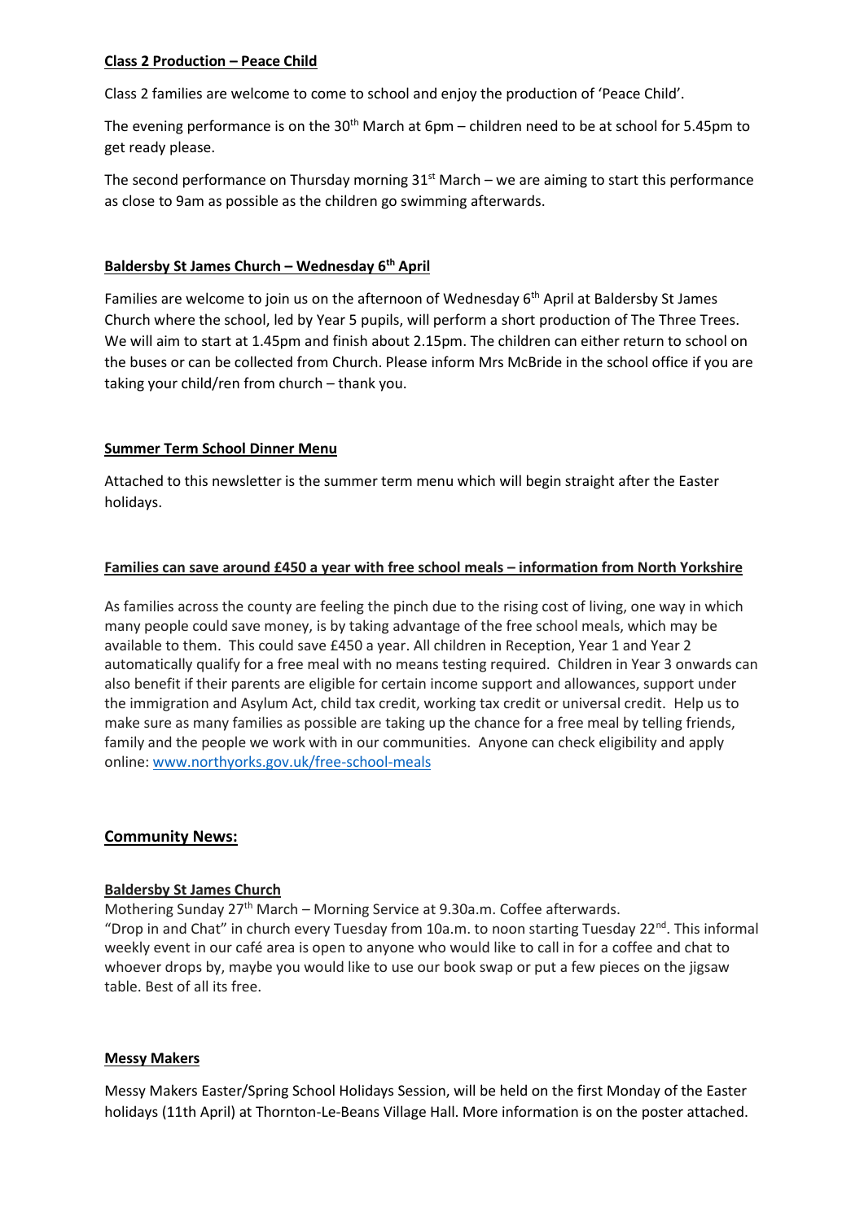**Class 2 Production – Peace Child**

Class 2 families are welcome to come to school and enjoy the production of 'Peace Child'.

The evening performance is on the 30th March at 6pm – children need to be at school for 5.45pm to get ready please.

The second performance on Thursday morning 31st March – we are aiming to start this performance as close to 9am as possible as the children go swimming afterwards.

**Baldersby St James Church – Wednesday 6th April**

Families are welcome to join us on the afternoon of Wednesday 6th April at Baldersby St James Church where the school, led by Year 5 pupils, will perform a short production of The Three Trees. We will aim to start at 1.45pm and finish about 2.15pm. The children can either return to school on the buses or can be collected from Church. Please inform Mrs McBride in the school office if you are taking your child/ren from church – thank you.

**Summer Term School Dinner Menu**

Attached to this newsletter is the summer term menu which will begin straight after the Easter holidays.

**Families can save around £450 a year with free school meals – information from North Yorkshire**

As families across the county are feeling the pinch due to the rising cost of living, one way in which many people could save money, is by taking advantage of the free school meals, which may be available to them. This could save £450 a year. All children in Reception, Year 1 and Year 2 automatically qualify for a free meal with no means testing required. Children in Year 3 onwards can also benefit if their parents are eligible for certain income support and allowances, support under the immigration and Asylum Act, child tax credit, working tax credit or universal credit. Help us to make sure as many families as possible are taking up the chance for a free meal by telling friends, family and the people we work with in our communities. Anyone can check eligibility and apply online: [www.northyorks.gov.uk/free-school-meals](www.northyorks.gov.uk/free-school-meals)

## Community News:

**Baldersby St James Church**

Mothering Sunday 27th March – Morning Service at 9.30a.m. Coffee afterwards.
"Drop in and Chat" in church every Tuesday from 10a.m. to noon starting Tuesday 22nd. This informal weekly event in our café area is open to anyone who would like to call in for a coffee and chat to whoever drops by, maybe you would like to use our book swap or put a few pieces on the jigsaw table. Best of all its free.

**Messy Makers**

Messy Makers Easter/Spring School Holidays Session, will be held on the first Monday of the Easter holidays (11th April) at Thornton-Le-Beans Village Hall. More information is on the poster attached.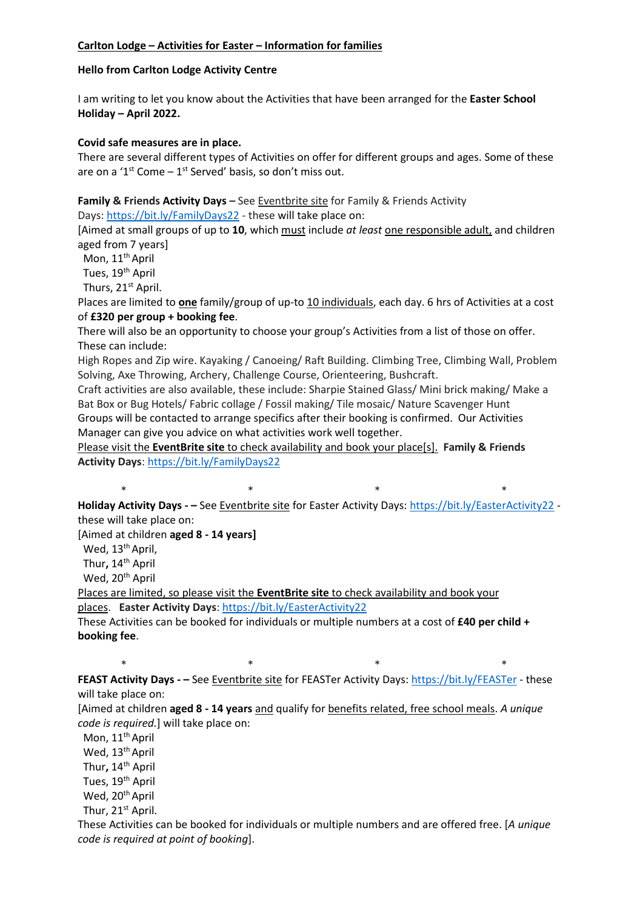**Carlton Lodge – Activities for Easter – Information for families**

**Hello from Carlton Lodge Activity Centre**

I am writing to let you know about the Activities that have been arranged for the **Easter School Holiday – April 2022.**

**Covid safe measures are in place.**

There are several different types of Activities on offer for different groups and ages. Some of these are on a '1st Come – 1st Served' basis, so don't miss out.

**Family & Friends Activity Days –** See Eventbrite site for Family & Friends Activity Days: https://bit.ly/FamilyDays22 - these will take place on:

[Aimed at small groups of up to **10**, which must include *at least* one responsible adult, and children aged from 7 years]

- Mon, 11th April
- Tues, 19th April
- Thurs, 21st April.

Places are limited to **one** family/group of up-to 10 individuals, each day. 6 hrs of Activities at a cost of **£320 per group + booking fee**.

There will also be an opportunity to choose your group's Activities from a list of those on offer. These can include:

High Ropes and Zip wire. Kayaking / Canoeing/ Raft Building. Climbing Tree, Climbing Wall, Problem Solving, Axe Throwing, Archery, Challenge Course, Orienteering, Bushcraft.

Craft activities are also available, these include: Sharpie Stained Glass/ Mini brick making/ Make a Bat Box or Bug Hotels/ Fabric collage / Fossil making/ Tile mosaic/ Nature Scavenger Hunt

Groups will be contacted to arrange specifics after their booking is confirmed. Our Activities Manager can give you advice on what activities work well together.

Please visit the **EventBrite site** to check availability and book your place[s]. **Family & Friends Activity Days**: https://bit.ly/FamilyDays22

\* \* \* \*

**Holiday Activity Days - –** See Eventbrite site for Easter Activity Days: https://bit.ly/EasterActivity22 - these will take place on:

[Aimed at children **aged 8 - 14 years]**

- Wed, 13th April,
- Thur**,** 14th April
- Wed, 20th April

Places are limited, so please visit the **EventBrite site** to check availability and book your places. **Easter Activity Days**: https://bit.ly/EasterActivity22

These Activities can be booked for individuals or multiple numbers at a cost of **£40 per child + booking fee**.

\* \* \* \*

**FEAST Activity Days - –** See Eventbrite site for FEASTer Activity Days: https://bit.ly/FEASTer - these will take place on:

[Aimed at children **aged 8 - 14 years** and qualify for benefits related, free school meals. *A unique code is required*.] will take place on:

- Mon, 11th April
- Wed, 13th April
- Thur**,** 14th April
- Tues, 19th April
- Wed, 20th April
- Thur, 21st April.

These Activities can be booked for individuals or multiple numbers and are offered free. [*A unique code is required at point of booking*].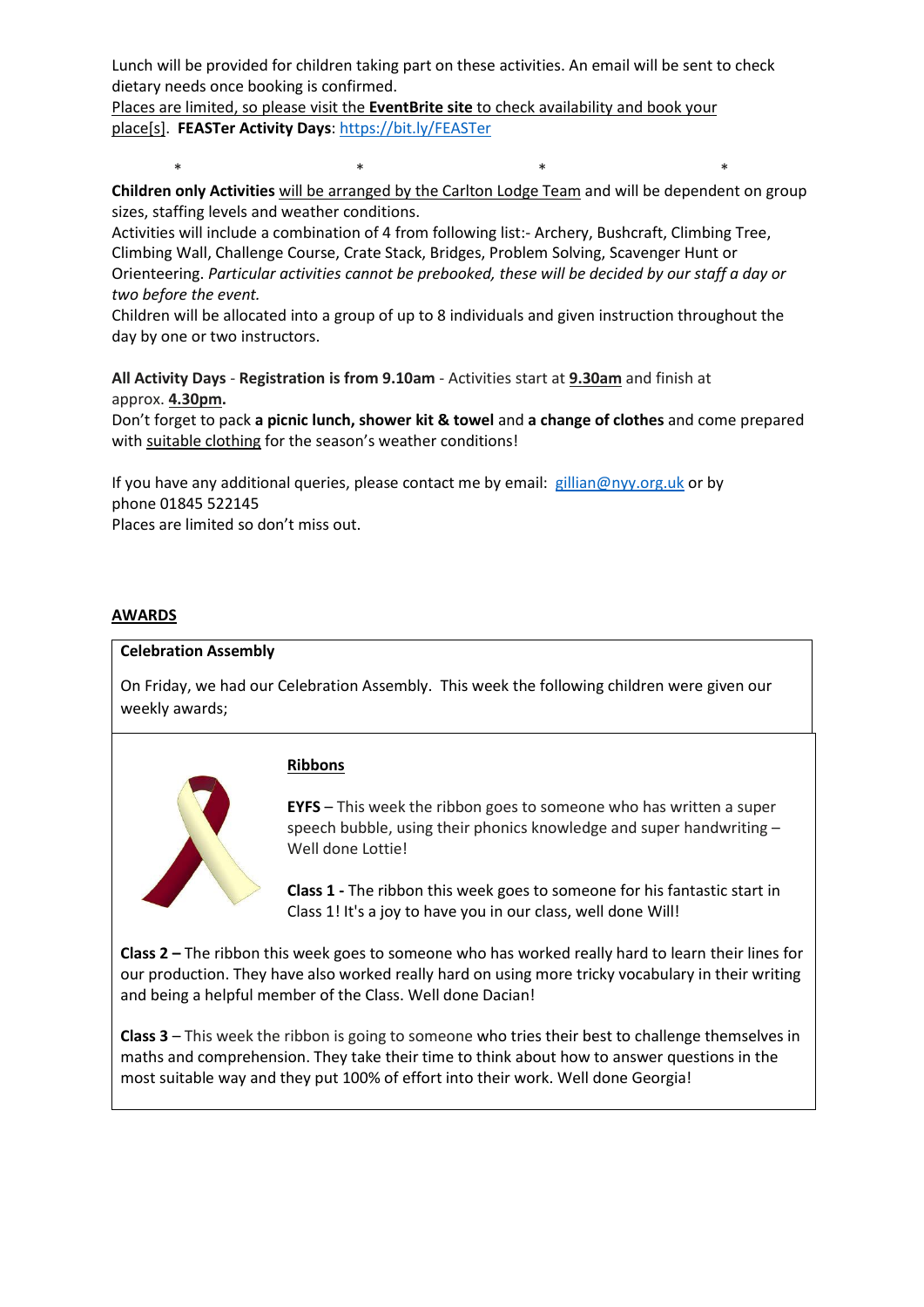Lunch will be provided for children taking part on these activities. An email will be sent to check dietary needs once booking is confirmed.
Places are limited, so please visit the **EventBrite site** to check availability and book your place[s]. **FEASTer Activity Days**: https://bit.ly/FEASTer

\*                    \*                    \*                    \*

**Children only Activities** will be arranged by the Carlton Lodge Team and will be dependent on group sizes, staffing levels and weather conditions.
Activities will include a combination of 4 from following list:- Archery, Bushcraft, Climbing Tree, Climbing Wall, Challenge Course, Crate Stack, Bridges, Problem Solving, Scavenger Hunt or Orienteering. *Particular activities cannot be prebooked, these will be decided by our staff a day or two before the event.*
Children will be allocated into a group of up to 8 individuals and given instruction throughout the day by one or two instructors.

**All Activity Days** - **Registration is from 9.10am** - Activities start at **9.30am** and finish at approx. **4.30pm.**
Don't forget to pack **a picnic lunch, shower kit & towel** and **a change of clothes** and come prepared with suitable clothing for the season's weather conditions!

If you have any additional queries, please contact me by email: gillian@nyy.org.uk or by phone 01845 522145
Places are limited so don't miss out.

## AWARDS

**Celebration Assembly**

On Friday, we had our Celebration Assembly. This week the following children were given our weekly awards;

### Ribbons

**EYFS** – This week the ribbon goes to someone who has written a super speech bubble, using their phonics knowledge and super handwriting – Well done Lottie!

**Class 1 -** The ribbon this week goes to someone for his fantastic start in Class 1! It's a joy to have you in our class, well done Will!

**Class 2 –** The ribbon this week goes to someone who has worked really hard to learn their lines for our production. They have also worked really hard on using more tricky vocabulary in their writing and being a helpful member of the Class. Well done Dacian!

**Class 3** – This week the ribbon is going to someone who tries their best to challenge themselves in maths and comprehension. They take their time to think about how to answer questions in the most suitable way and they put 100% of effort into their work. Well done Georgia!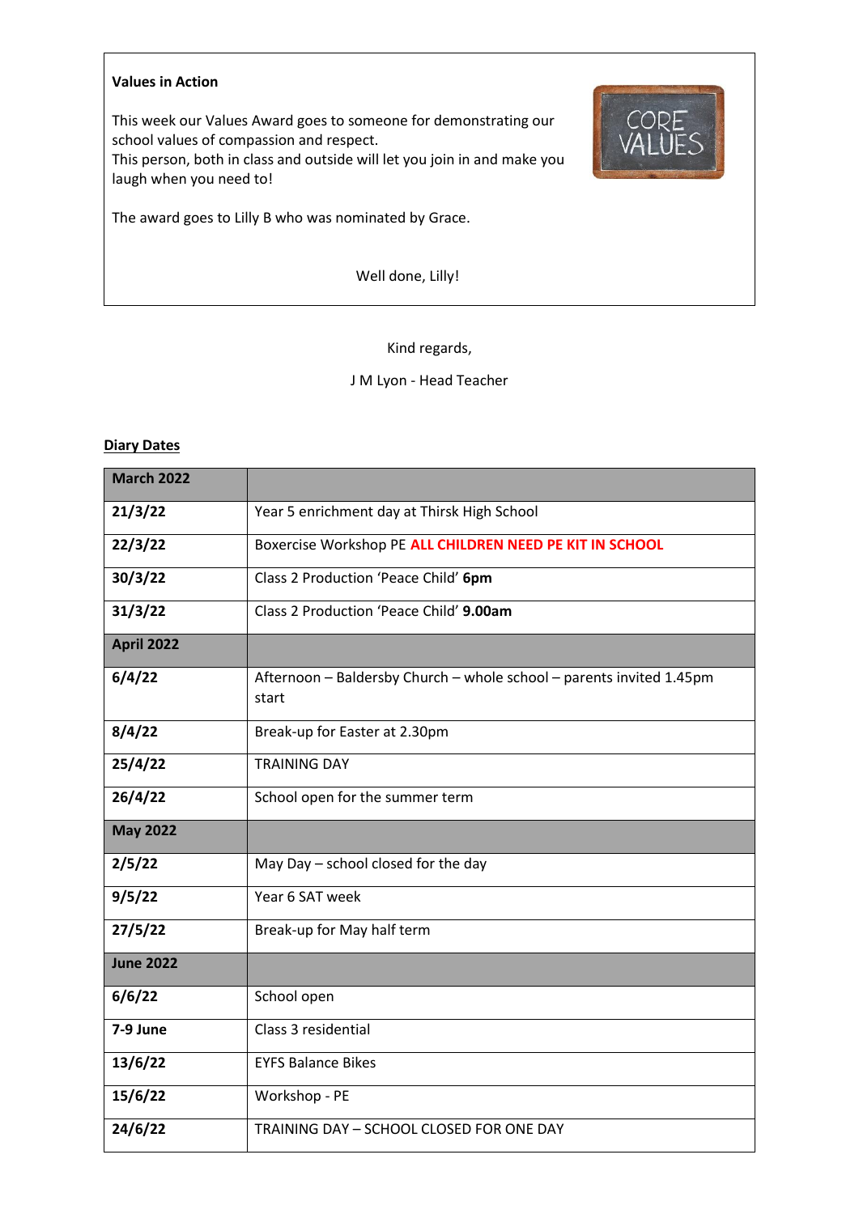**Values in Action**

This week our Values Award goes to someone for demonstrating our school values of compassion and respect.
This person, both in class and outside will let you join in and make you laugh when you need to!

The award goes to Lilly B who was nominated by Grace.

Well done, Lilly!

Kind regards,

J M Lyon - Head Teacher

**Diary Dates**

| **March 2022** | |
|---|---|
| **21/3/22** | Year 5 enrichment day at Thirsk High School |
| **22/3/22** | Boxercise Workshop PE **ALL CHILDREN NEED PE KIT IN SCHOOL** |
| **30/3/22** | Class 2 Production 'Peace Child' **6pm** |
| **31/3/22** | Class 2 Production 'Peace Child' **9.00am** |
| **April 2022** | |
| **6/4/22** | Afternoon – Baldersby Church – whole school – parents invited 1.45pm start |
| **8/4/22** | Break-up for Easter at 2.30pm |
| **25/4/22** | TRAINING DAY |
| **26/4/22** | School open for the summer term |
| **May 2022** | |
| **2/5/22** | May Day – school closed for the day |
| **9/5/22** | Year 6 SAT week |
| **27/5/22** | Break-up for May half term |
| **June 2022** | |
| **6/6/22** | School open |
| **7-9 June** | Class 3 residential |
| **13/6/22** | EYFS Balance Bikes |
| **15/6/22** | Workshop - PE |
| **24/6/22** | TRAINING DAY – SCHOOL CLOSED FOR ONE DAY |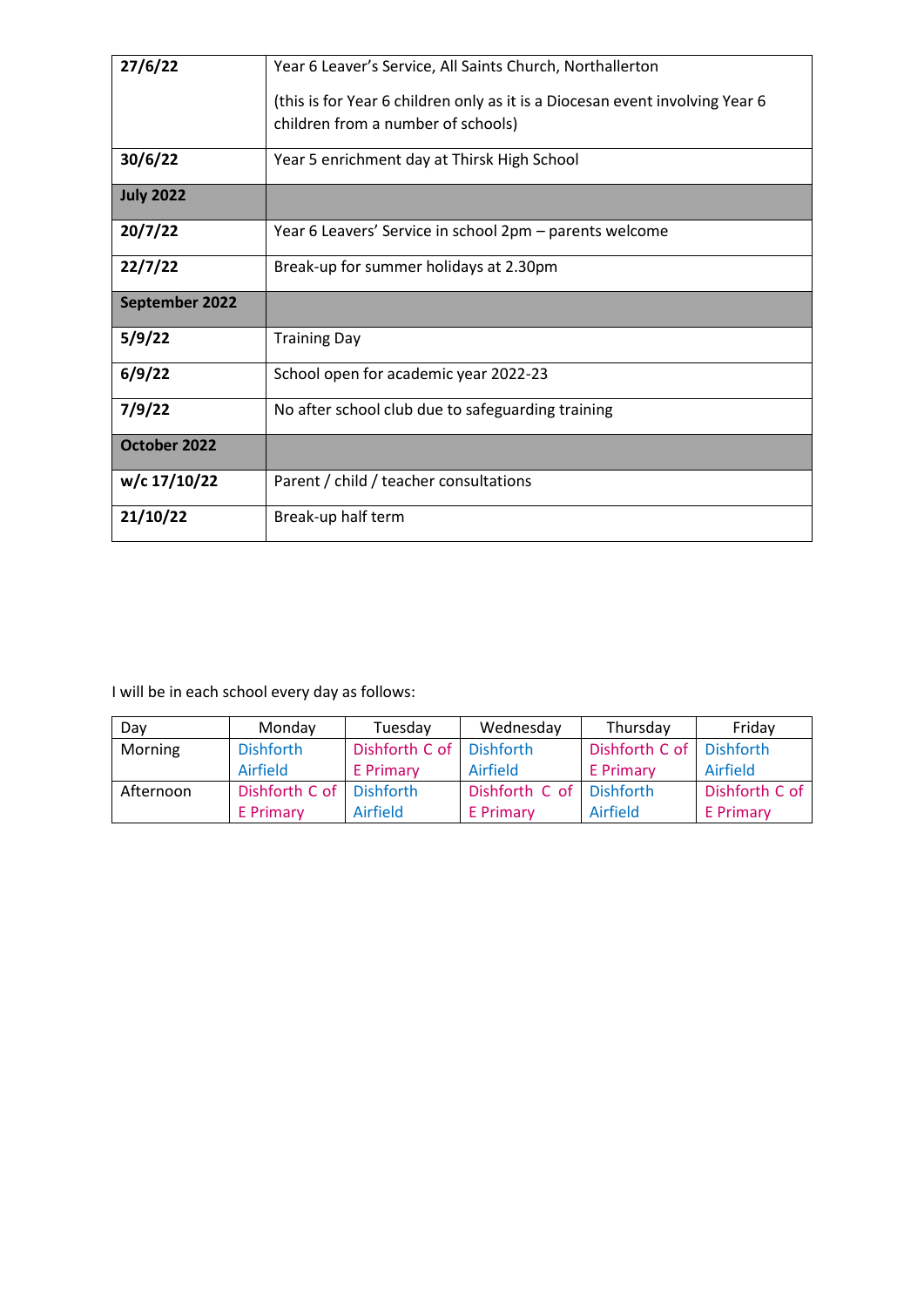| | |
|---|---|
| **27/6/22** | Year 6 Leaver's Service, All Saints Church, Northallerton<br><br>(this is for Year 6 children only as it is a Diocesan event involving Year 6 children from a number of schools) |
| **30/6/22** | Year 5 enrichment day at Thirsk High School |
| **July 2022** | |
| **20/7/22** | Year 6 Leavers' Service in school 2pm – parents welcome |
| **22/7/22** | Break-up for summer holidays at 2.30pm |
| **September 2022** | |
| **5/9/22** | Training Day |
| **6/9/22** | School open for academic year 2022-23 |
| **7/9/22** | No after school club due to safeguarding training |
| **October 2022** | |
| **w/c 17/10/22** | Parent / child / teacher consultations |
| **21/10/22** | Break-up half term |

I will be in each school every day as follows:

| Day | Monday | Tuesday | Wednesday | Thursday | Friday |
|---|---|---|---|---|---|
| Morning | Dishforth Airfield | Dishforth C of E Primary | Dishforth Airfield | Dishforth C of E Primary | Dishforth Airfield |
| Afternoon | Dishforth C of E Primary | Dishforth Airfield | Dishforth C of E Primary | Dishforth Airfield | Dishforth C of E Primary |